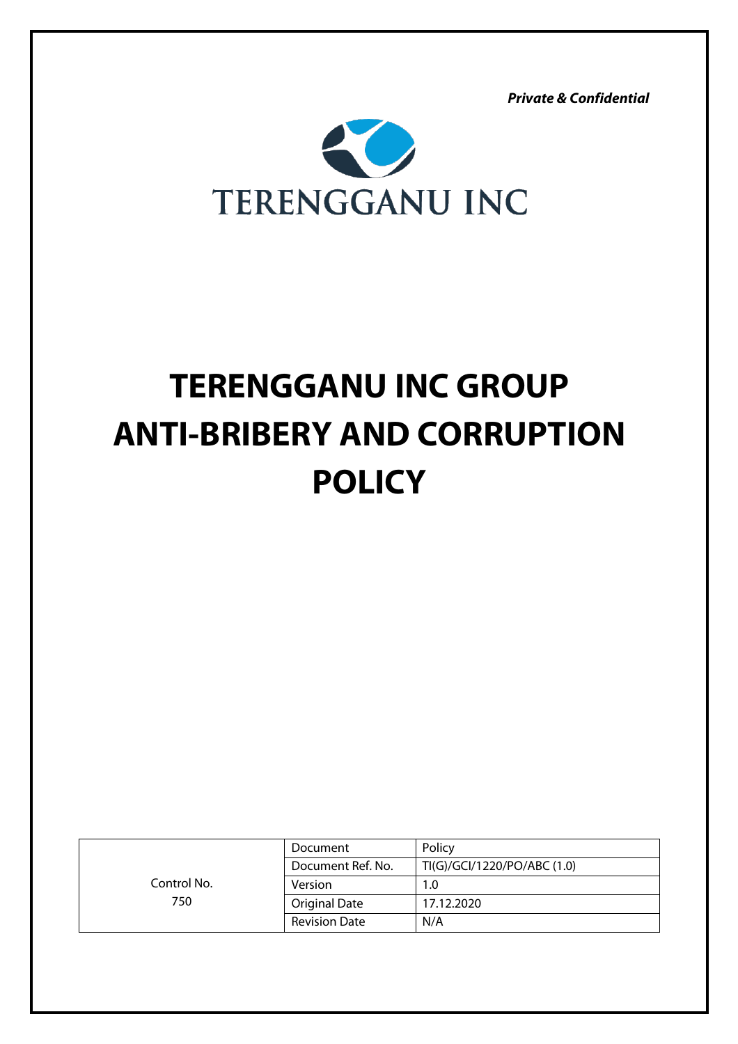***Private & Confidential***

TERENGGANU INC

# TERENGGANU INC GROUP ANTI-BRIBERY AND CORRUPTION POLICY

| Control No. 750 | Document | Policy |
|---|---|---|
| | Document Ref. No. | TI(G)/GCI/1220/PO/ABC (1.0) |
| | Version | 1.0 |
| | Original Date | 17.12.2020 |
| | Revision Date | N/A |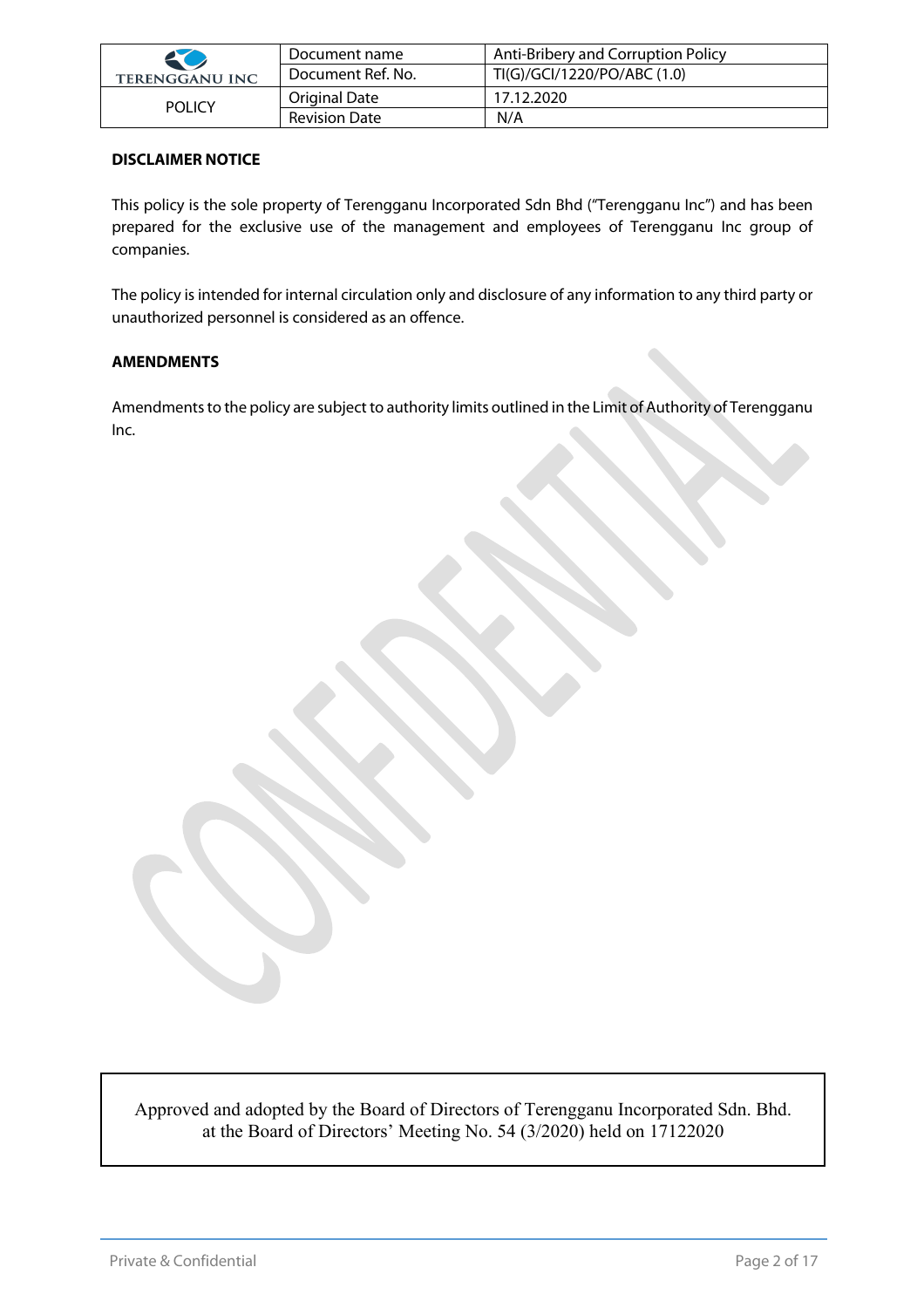## DISCLAIMER NOTICE

This policy is the sole property of Terengganu Incorporated Sdn Bhd ("Terengganu Inc") and has been prepared for the exclusive use of the management and employees of Terengganu Inc group of companies.

The policy is intended for internal circulation only and disclosure of any information to any third party or unauthorized personnel is considered as an offence.

## AMENDMENTS

Amendments to the policy are subject to authority limits outlined in the Limit of Authority of Terengganu Inc.

Approved and adopted by the Board of Directors of Terengganu Incorporated Sdn. Bhd. at the Board of Directors' Meeting No. 54 (3/2020) held on 17122020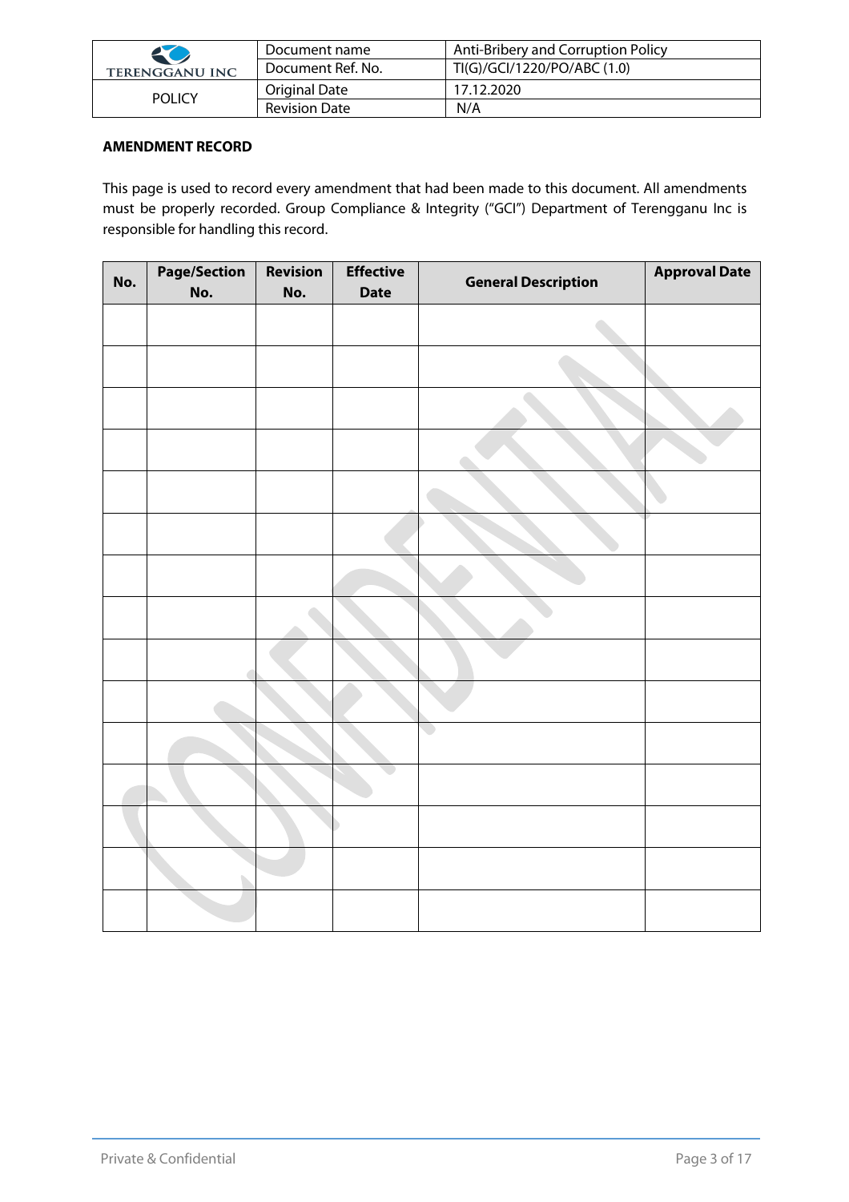**AMENDMENT RECORD**

This page is used to record every amendment that had been made to this document. All amendments must be properly recorded. Group Compliance & Integrity ("GCI") Department of Terengganu Inc is responsible for handling this record.

| No. | Page/Section No. | Revision No. | Effective Date | General Description | Approval Date |
|---|---|---|---|---|---|
| | | | | | |
| | | | | | |
| | | | | | |
| | | | | | |
| | | | | | |
| | | | | | |
| | | | | | |
| | | | | | |
| | | | | | |
| | | | | | |
| | | | | | |
| | | | | | |
| | | | | | |
| | | | | | |
| | | | | | |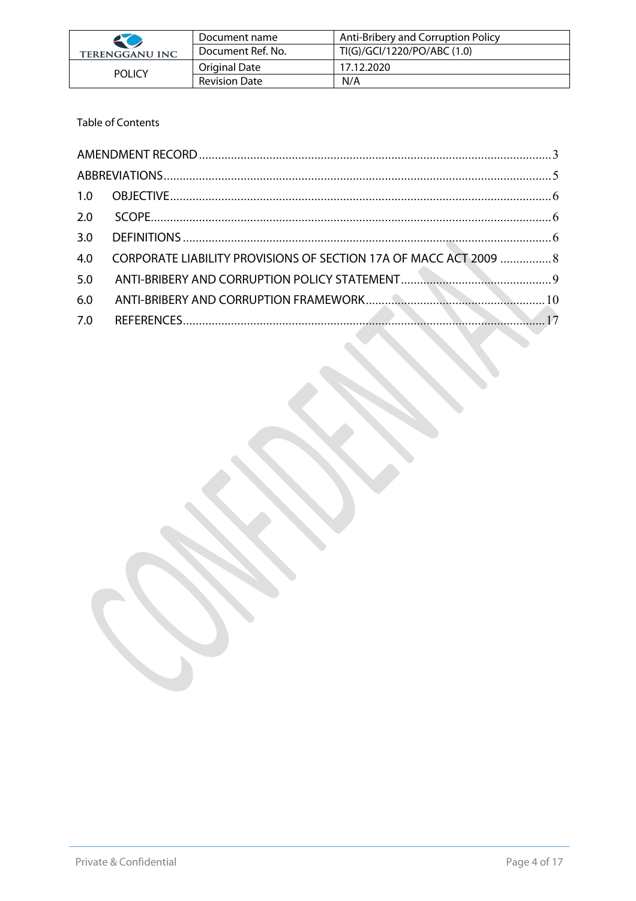Table of Contents

| | | |
|---|---|---|
| AMENDMENT RECORD | | 3 |
| ABBREVIATIONS | | 5 |
| 1.0 | OBJECTIVE | 6 |
| 2.0 | SCOPE | 6 |
| 3.0 | DEFINITIONS | 6 |
| 4.0 | CORPORATE LIABILITY PROVISIONS OF SECTION 17A OF MACC ACT 2009 | 8 |
| 5.0 | ANTI-BRIBERY AND CORRUPTION POLICY STATEMENT | 9 |
| 6.0 | ANTI-BRIBERY AND CORRUPTION FRAMEWORK | 10 |
| 7.0 | REFERENCES | 17 |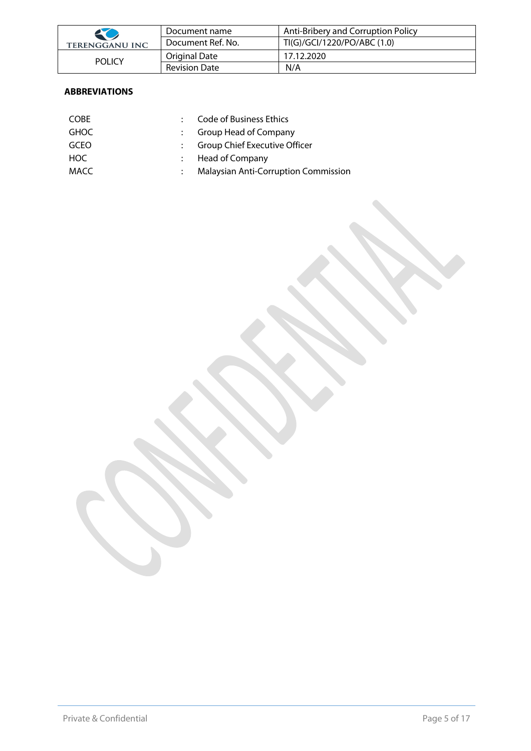## ABBREVIATIONS

| | | |
|---|---|---|
| COBE | : | Code of Business Ethics |
| GHOC | : | Group Head of Company |
| GCEO | : | Group Chief Executive Officer |
| HOC | : | Head of Company |
| MACC | : | Malaysian Anti-Corruption Commission |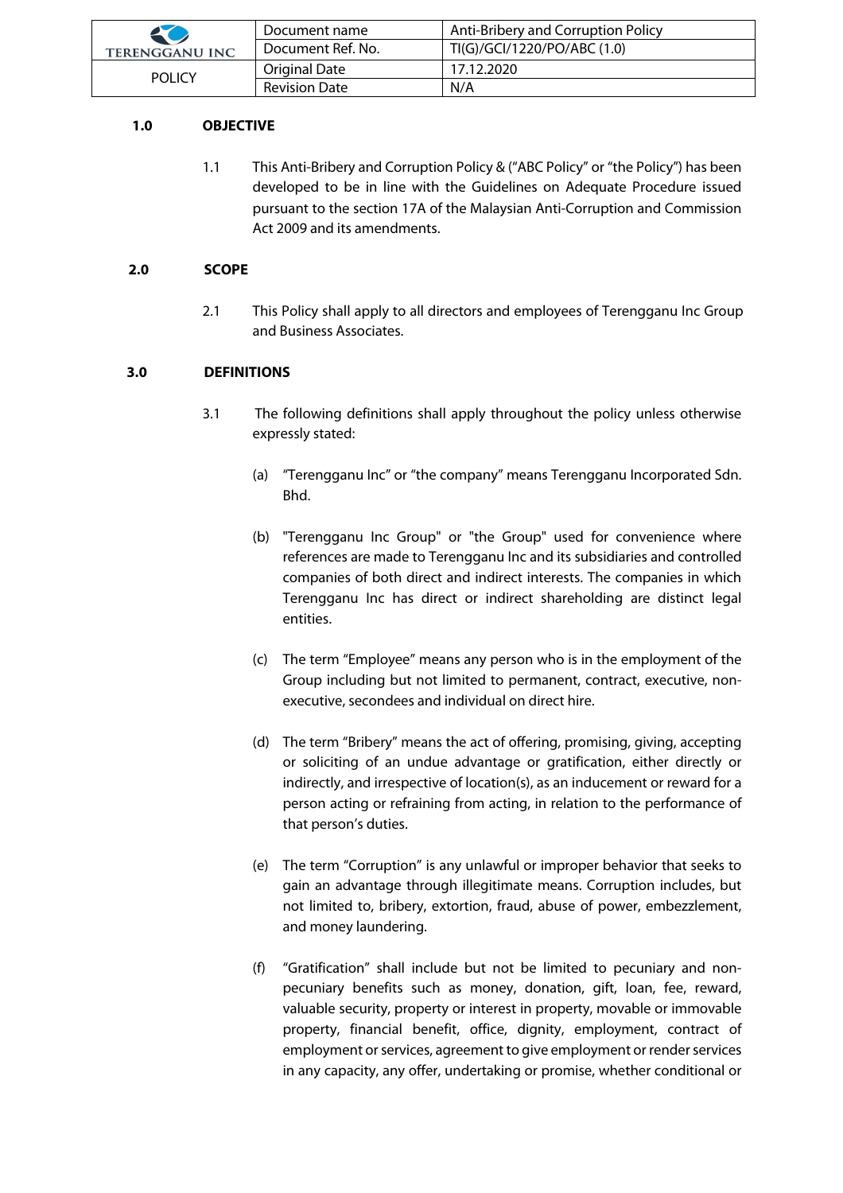| TERENGGANU INC | Document name | Anti-Bribery and Corruption Policy |
|---|---|---|
| | Document Ref. No. | TI(G)/GCI/1220/PO/ABC (1.0) |
| POLICY | Original Date | 17.12.2020 |
| | Revision Date | N/A |

## 1.0 OBJECTIVE

1.1 This Anti-Bribery and Corruption Policy & ("ABC Policy" or "the Policy") has been developed to be in line with the Guidelines on Adequate Procedure issued pursuant to the section 17A of the Malaysian Anti-Corruption and Commission Act 2009 and its amendments.

## 2.0 SCOPE

2.1 This Policy shall apply to all directors and employees of Terengganu Inc Group and Business Associates.

## 3.0 DEFINITIONS

3.1 The following definitions shall apply throughout the policy unless otherwise expressly stated:

(a) "Terengganu Inc" or "the company" means Terengganu Incorporated Sdn. Bhd.

(b) "Terengganu Inc Group" or "the Group" used for convenience where references are made to Terengganu Inc and its subsidiaries and controlled companies of both direct and indirect interests. The companies in which Terengganu Inc has direct or indirect shareholding are distinct legal entities.

(c) The term "Employee" means any person who is in the employment of the Group including but not limited to permanent, contract, executive, non-executive, secondees and individual on direct hire.

(d) The term "Bribery" means the act of offering, promising, giving, accepting or soliciting of an undue advantage or gratification, either directly or indirectly, and irrespective of location(s), as an inducement or reward for a person acting or refraining from acting, in relation to the performance of that person's duties.

(e) The term "Corruption" is any unlawful or improper behavior that seeks to gain an advantage through illegitimate means. Corruption includes, but not limited to, bribery, extortion, fraud, abuse of power, embezzlement, and money laundering.

(f) "Gratification" shall include but not be limited to pecuniary and non-pecuniary benefits such as money, donation, gift, loan, fee, reward, valuable security, property or interest in property, movable or immovable property, financial benefit, office, dignity, employment, contract of employment or services, agreement to give employment or render services in any capacity, any offer, undertaking or promise, whether conditional or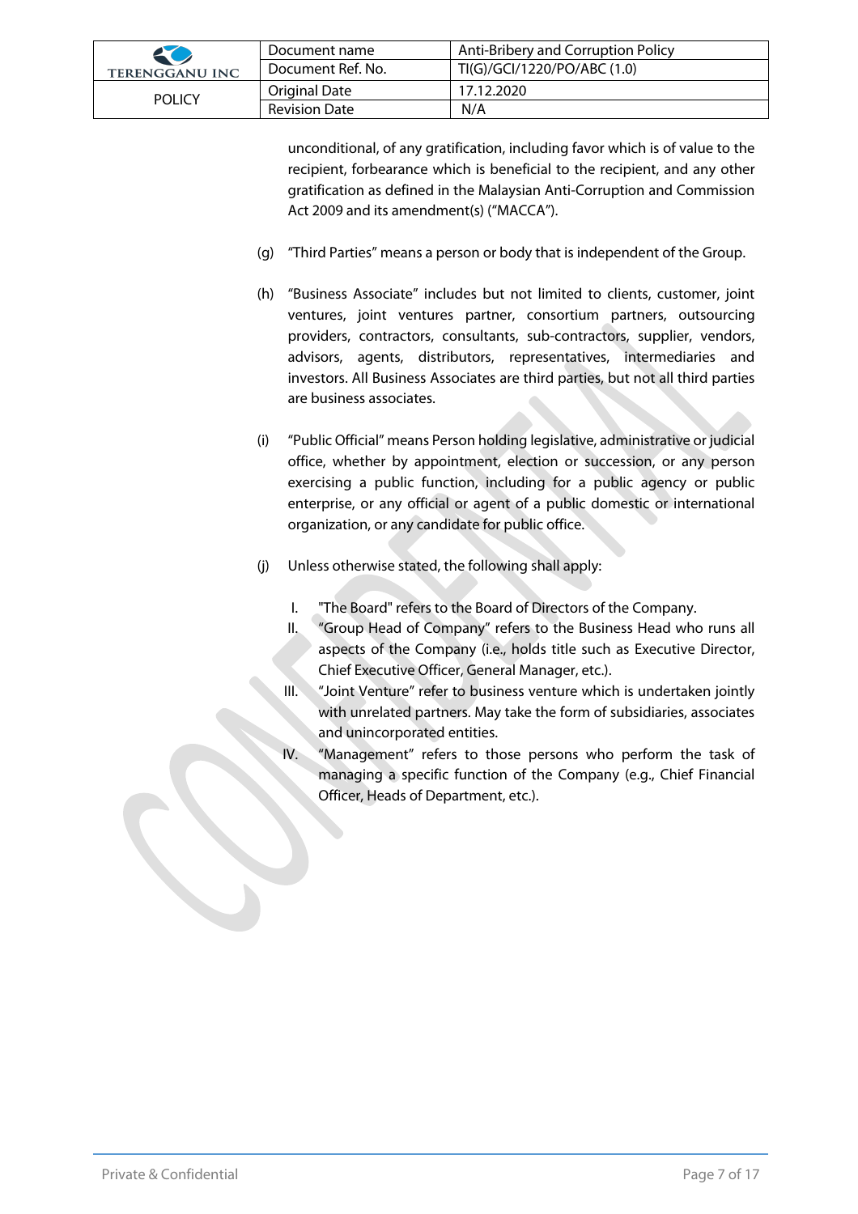unconditional, of any gratification, including favor which is of value to the recipient, forbearance which is beneficial to the recipient, and any other gratification as defined in the Malaysian Anti-Corruption and Commission Act 2009 and its amendment(s) ("MACCA").

(g) "Third Parties" means a person or body that is independent of the Group.

(h) "Business Associate" includes but not limited to clients, customer, joint ventures, joint ventures partner, consortium partners, outsourcing providers, contractors, consultants, sub-contractors, supplier, vendors, advisors, agents, distributors, representatives, intermediaries and investors. All Business Associates are third parties, but not all third parties are business associates.

(i) "Public Official" means Person holding legislative, administrative or judicial office, whether by appointment, election or succession, or any person exercising a public function, including for a public agency or public enterprise, or any official or agent of a public domestic or international organization, or any candidate for public office.

(j) Unless otherwise stated, the following shall apply:

I. "The Board" refers to the Board of Directors of the Company.

II. "Group Head of Company" refers to the Business Head who runs all aspects of the Company (i.e., holds title such as Executive Director, Chief Executive Officer, General Manager, etc.).

III. "Joint Venture" refer to business venture which is undertaken jointly with unrelated partners. May take the form of subsidiaries, associates and unincorporated entities.

IV. "Management" refers to those persons who perform the task of managing a specific function of the Company (e.g., Chief Financial Officer, Heads of Department, etc.).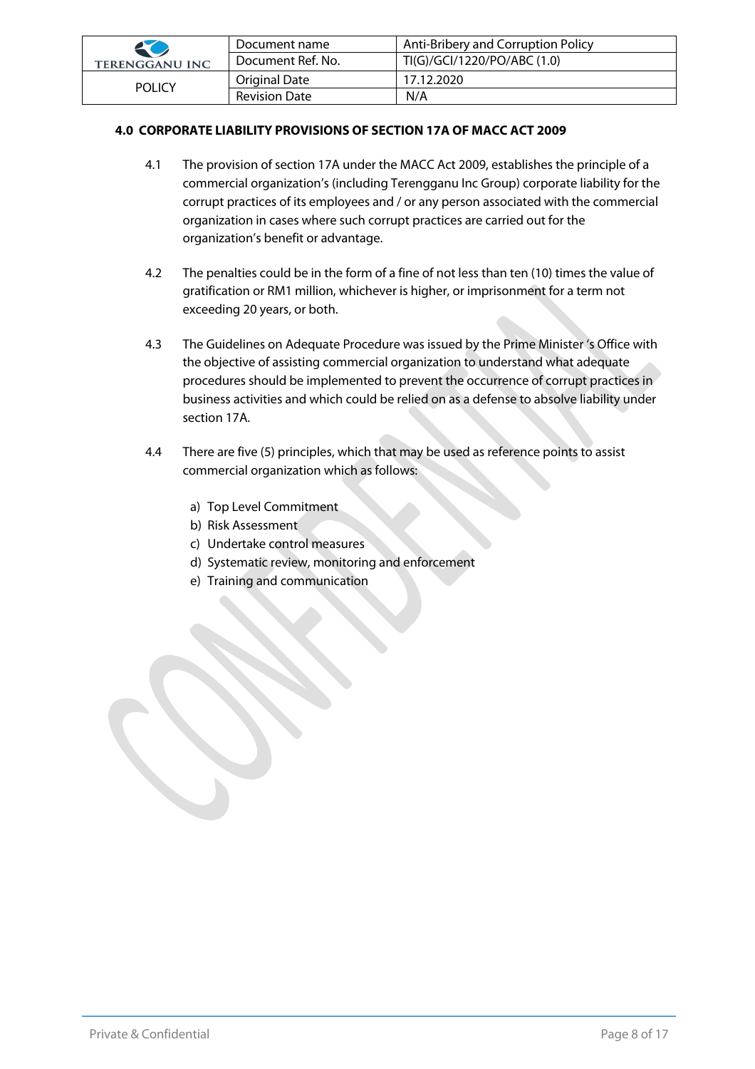## 4.0 CORPORATE LIABILITY PROVISIONS OF SECTION 17A OF MACC ACT 2009

4.1 The provision of section 17A under the MACC Act 2009, establishes the principle of a commercial organization's (including Terengganu Inc Group) corporate liability for the corrupt practices of its employees and / or any person associated with the commercial organization in cases where such corrupt practices are carried out for the organization's benefit or advantage.

4.2 The penalties could be in the form of a fine of not less than ten (10) times the value of gratification or RM1 million, whichever is higher, or imprisonment for a term not exceeding 20 years, or both.

4.3 The Guidelines on Adequate Procedure was issued by the Prime Minister 's Office with the objective of assisting commercial organization to understand what adequate procedures should be implemented to prevent the occurrence of corrupt practices in business activities and which could be relied on as a defense to absolve liability under section 17A.

4.4 There are five (5) principles, which that may be used as reference points to assist commercial organization which as follows:

a) Top Level Commitment
b) Risk Assessment
c) Undertake control measures
d) Systematic review, monitoring and enforcement
e) Training and communication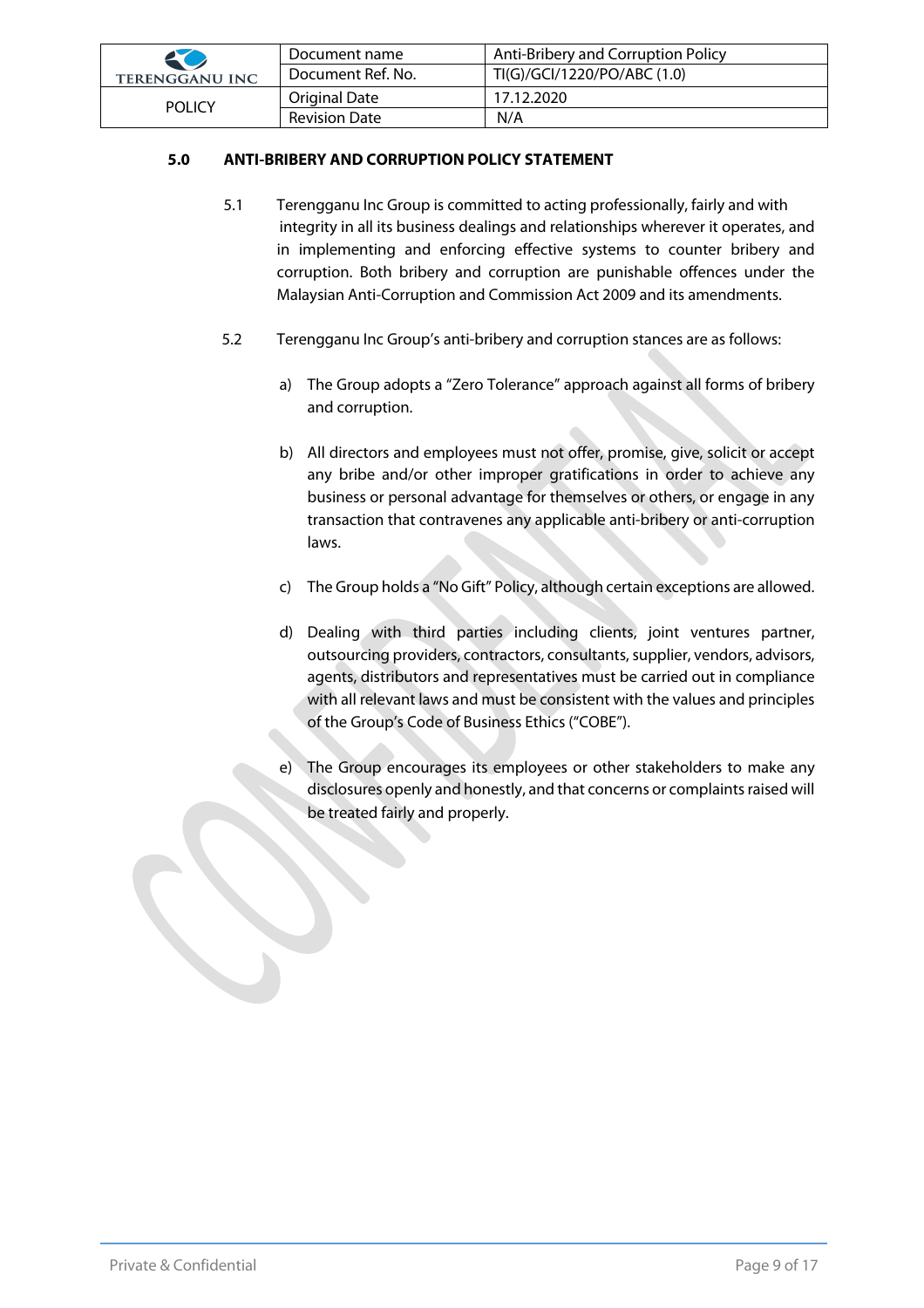## 5.0 ANTI-BRIBERY AND CORRUPTION POLICY STATEMENT

5.1 Terengganu Inc Group is committed to acting professionally, fairly and with integrity in all its business dealings and relationships wherever it operates, and in implementing and enforcing effective systems to counter bribery and corruption. Both bribery and corruption are punishable offences under the Malaysian Anti-Corruption and Commission Act 2009 and its amendments.

5.2 Terengganu Inc Group's anti-bribery and corruption stances are as follows:

a) The Group adopts a "Zero Tolerance" approach against all forms of bribery and corruption.

b) All directors and employees must not offer, promise, give, solicit or accept any bribe and/or other improper gratifications in order to achieve any business or personal advantage for themselves or others, or engage in any transaction that contravenes any applicable anti-bribery or anti-corruption laws.

c) The Group holds a "No Gift" Policy, although certain exceptions are allowed.

d) Dealing with third parties including clients, joint ventures partner, outsourcing providers, contractors, consultants, supplier, vendors, advisors, agents, distributors and representatives must be carried out in compliance with all relevant laws and must be consistent with the values and principles of the Group's Code of Business Ethics ("COBE").

e) The Group encourages its employees or other stakeholders to make any disclosures openly and honestly, and that concerns or complaints raised will be treated fairly and properly.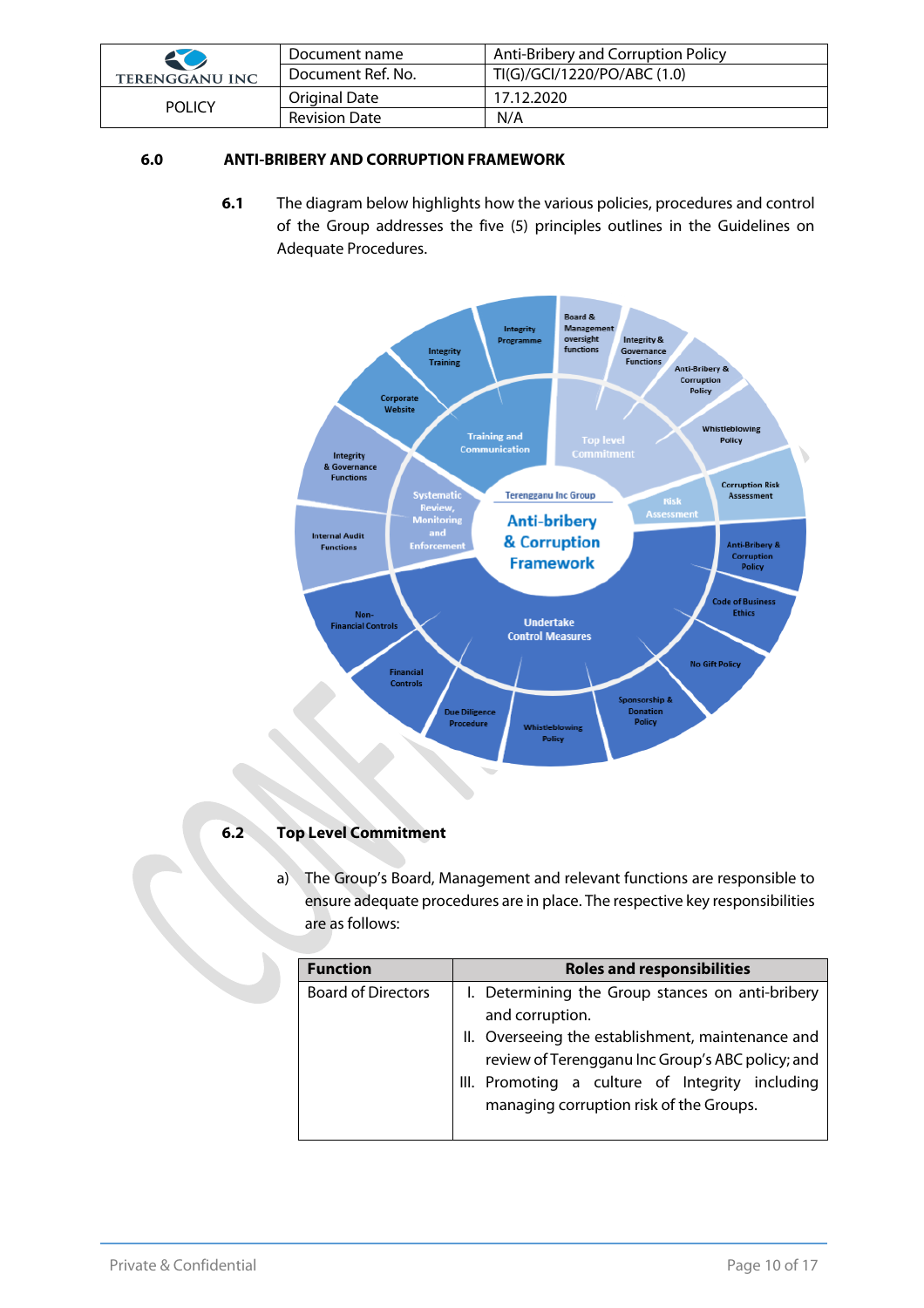| | Document name | Anti-Bribery and Corruption Policy |
|---|---|---|
| TERENGGANU INC | Document Ref. No. | TI(G)/GCI/1220/PO/ABC (1.0) |
| POLICY | Original Date | 17.12.2020 |
| | Revision Date | N/A |

## 6.0 ANTI-BRIBERY AND CORRUPTION FRAMEWORK

**6.1** The diagram below highlights how the various policies, procedures and control of the Group addresses the five (5) principles outlines in the Guidelines on Adequate Procedures.

### 6.2 Top Level Commitment

a) The Group's Board, Management and relevant functions are responsible to ensure adequate procedures are in place. The respective key responsibilities are as follows:

| Function | Roles and responsibilities |
|---|---|
| Board of Directors | I. Determining the Group stances on anti-bribery and corruption.<br>II. Overseeing the establishment, maintenance and review of Terengganu Inc Group's ABC policy; and<br>III. Promoting a culture of Integrity including managing corruption risk of the Groups. |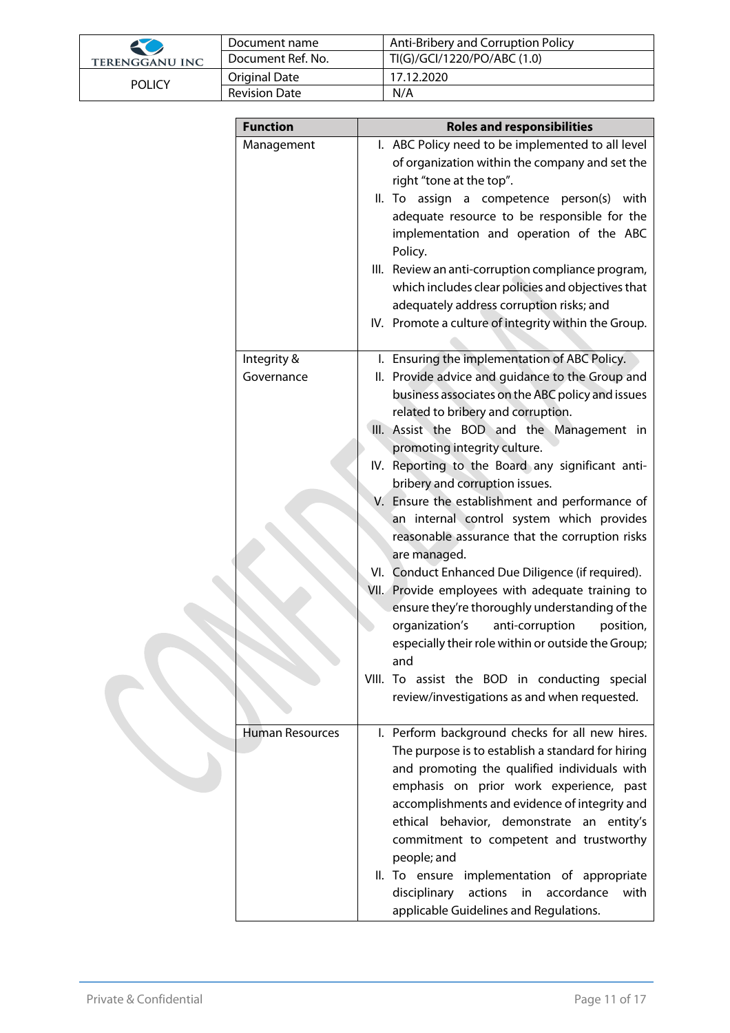| Function | Roles and responsibilities |
| --- | --- |
| Management | I. ABC Policy need to be implemented to all level of organization within the company and set the right "tone at the top".<br>II. To assign a competence person(s) with adequate resource to be responsible for the implementation and operation of the ABC Policy.<br>III. Review an anti-corruption compliance program, which includes clear policies and objectives that adequately address corruption risks; and<br>IV. Promote a culture of integrity within the Group. |
| Integrity & Governance | I. Ensuring the implementation of ABC Policy.<br>II. Provide advice and guidance to the Group and business associates on the ABC policy and issues related to bribery and corruption.<br>III. Assist the BOD and the Management in promoting integrity culture.<br>IV. Reporting to the Board any significant anti-bribery and corruption issues.<br>V. Ensure the establishment and performance of an internal control system which provides reasonable assurance that the corruption risks are managed.<br>VI. Conduct Enhanced Due Diligence (if required).<br>VII. Provide employees with adequate training to ensure they're thoroughly understanding of the organization's anti-corruption position, especially their role within or outside the Group; and<br>VIII. To assist the BOD in conducting special review/investigations as and when requested. |
| Human Resources | I. Perform background checks for all new hires. The purpose is to establish a standard for hiring and promoting the qualified individuals with emphasis on prior work experience, past accomplishments and evidence of integrity and ethical behavior, demonstrate an entity's commitment to competent and trustworthy people; and<br>II. To ensure implementation of appropriate disciplinary actions in accordance with applicable Guidelines and Regulations. |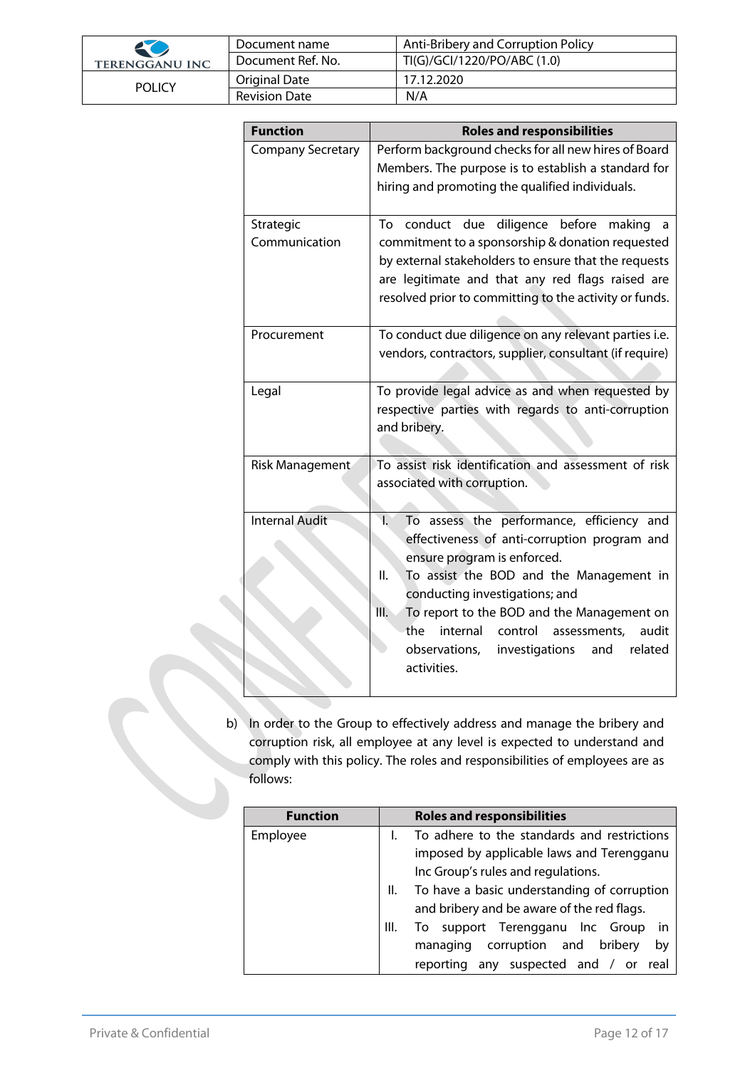| Function | Roles and responsibilities |
|---|---|
| Company Secretary | Perform background checks for all new hires of Board Members. The purpose is to establish a standard for hiring and promoting the qualified individuals. |
| Strategic Communication | To conduct due diligence before making a commitment to a sponsorship & donation requested by external stakeholders to ensure that the requests are legitimate and that any red flags raised are resolved prior to committing to the activity or funds. |
| Procurement | To conduct due diligence on any relevant parties i.e. vendors, contractors, supplier, consultant (if require) |
| Legal | To provide legal advice as and when requested by respective parties with regards to anti-corruption and bribery. |
| Risk Management | To assist risk identification and assessment of risk associated with corruption. |
| Internal Audit | I. To assess the performance, efficiency and effectiveness of anti-corruption program and ensure program is enforced.<br>II. To assist the BOD and the Management in conducting investigations; and<br>III. To report to the BOD and the Management on the internal control assessments, audit observations, investigations and related activities. |

b) In order to the Group to effectively address and manage the bribery and corruption risk, all employee at any level is expected to understand and comply with this policy. The roles and responsibilities of employees are as follows:

| Function | Roles and responsibilities |
|---|---|
| Employee | I. To adhere to the standards and restrictions imposed by applicable laws and Terengganu Inc Group's rules and regulations.<br>II. To have a basic understanding of corruption and bribery and be aware of the red flags.<br>III. To support Terengganu Inc Group in managing corruption and bribery by reporting any suspected and / or real |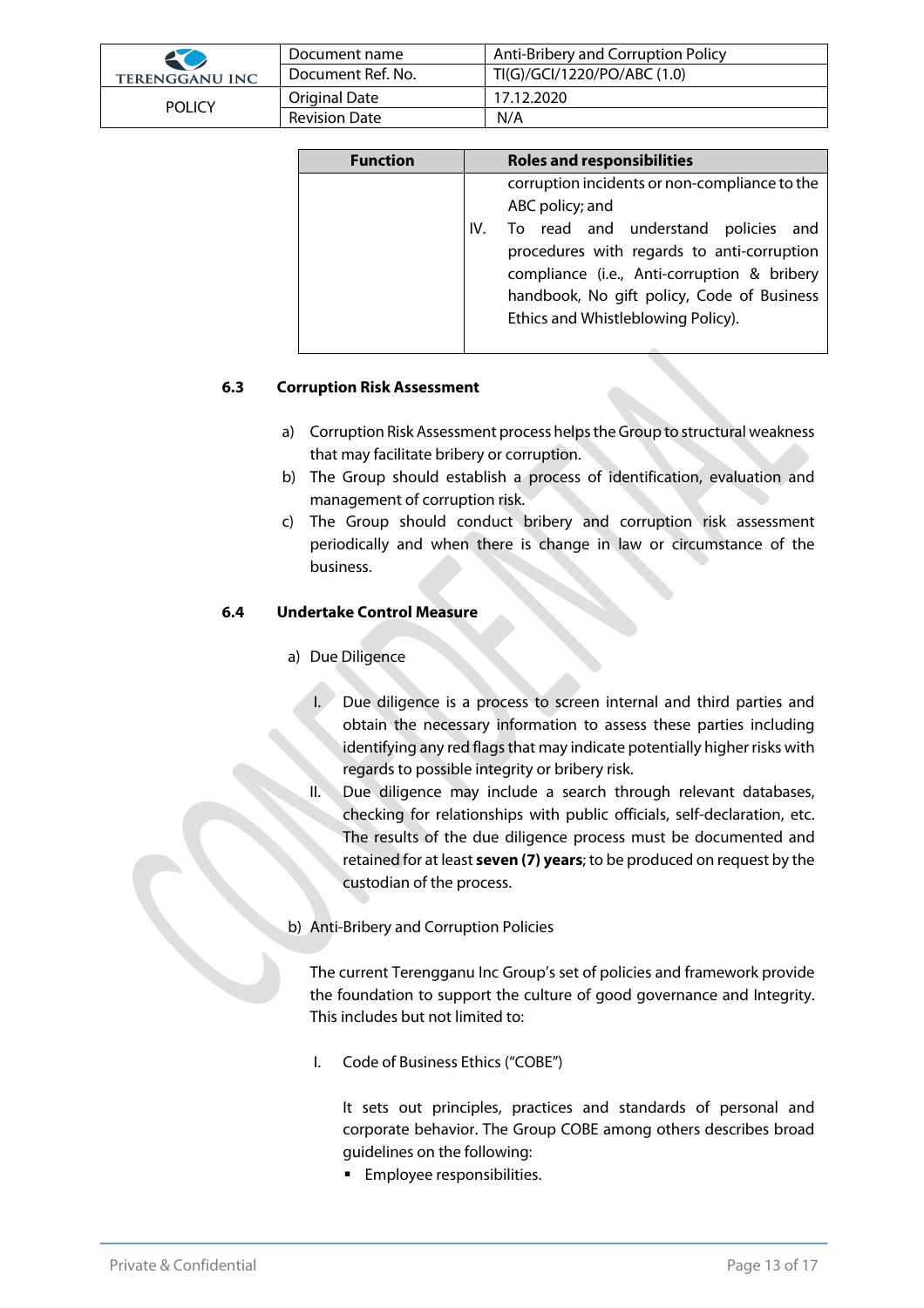| Function | Roles and responsibilities |
|---|---|
| | corruption incidents or non-compliance to the ABC policy; and<br>IV. To read and understand policies and procedures with regards to anti-corruption compliance (i.e., Anti-corruption & bribery handbook, No gift policy, Code of Business Ethics and Whistleblowing Policy). |

### 6.3 Corruption Risk Assessment

a) Corruption Risk Assessment process helps the Group to structural weakness that may facilitate bribery or corruption.
b) The Group should establish a process of identification, evaluation and management of corruption risk.
c) The Group should conduct bribery and corruption risk assessment periodically and when there is change in law or circumstance of the business.

### 6.4 Undertake Control Measure

a) Due Diligence

I. Due diligence is a process to screen internal and third parties and obtain the necessary information to assess these parties including identifying any red flags that may indicate potentially higher risks with regards to possible integrity or bribery risk.

II. Due diligence may include a search through relevant databases, checking for relationships with public officials, self-declaration, etc. The results of the due diligence process must be documented and retained for at least **seven (7) years**; to be produced on request by the custodian of the process.

b) Anti-Bribery and Corruption Policies

The current Terengganu Inc Group's set of policies and framework provide the foundation to support the culture of good governance and Integrity. This includes but not limited to:

I. Code of Business Ethics ("COBE")

It sets out principles, practices and standards of personal and corporate behavior. The Group COBE among others describes broad guidelines on the following:

- Employee responsibilities.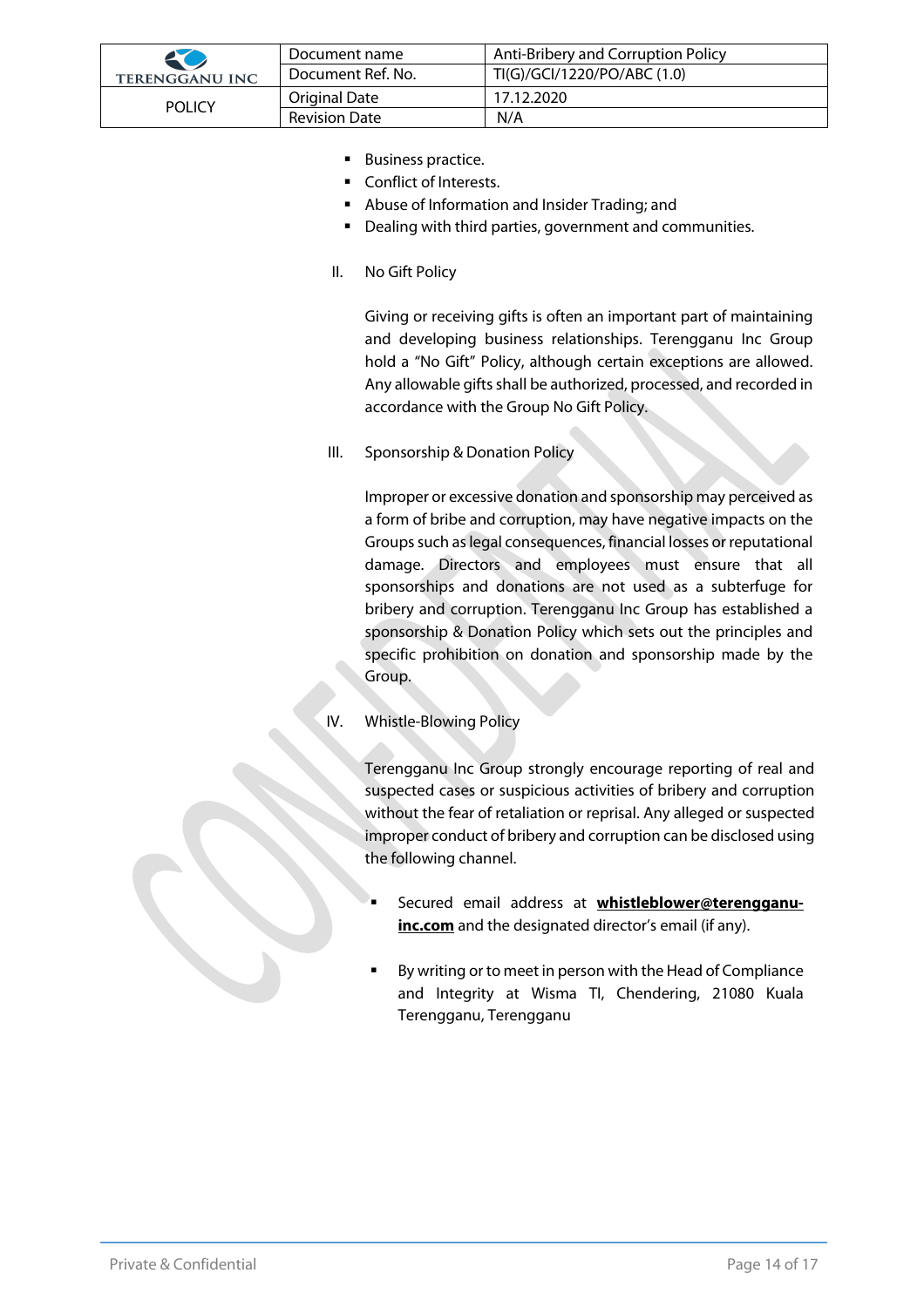- Business practice.
- Conflict of Interests.
- Abuse of Information and Insider Trading; and
- Dealing with third parties, government and communities.

II. No Gift Policy

Giving or receiving gifts is often an important part of maintaining and developing business relationships. Terengganu Inc Group hold a "No Gift" Policy, although certain exceptions are allowed. Any allowable gifts shall be authorized, processed, and recorded in accordance with the Group No Gift Policy.

III. Sponsorship & Donation Policy

Improper or excessive donation and sponsorship may perceived as a form of bribe and corruption, may have negative impacts on the Groups such as legal consequences, financial losses or reputational damage. Directors and employees must ensure that all sponsorships and donations are not used as a subterfuge for bribery and corruption. Terengganu Inc Group has established a sponsorship & Donation Policy which sets out the principles and specific prohibition on donation and sponsorship made by the Group.

IV. Whistle-Blowing Policy

Terengganu Inc Group strongly encourage reporting of real and suspected cases or suspicious activities of bribery and corruption without the fear of retaliation or reprisal. Any alleged or suspected improper conduct of bribery and corruption can be disclosed using the following channel.

- Secured email address at **whistleblower@terengganu-inc.com** and the designated director's email (if any).

- By writing or to meet in person with the Head of Compliance and Integrity at Wisma TI, Chendering, 21080 Kuala Terengganu, Terengganu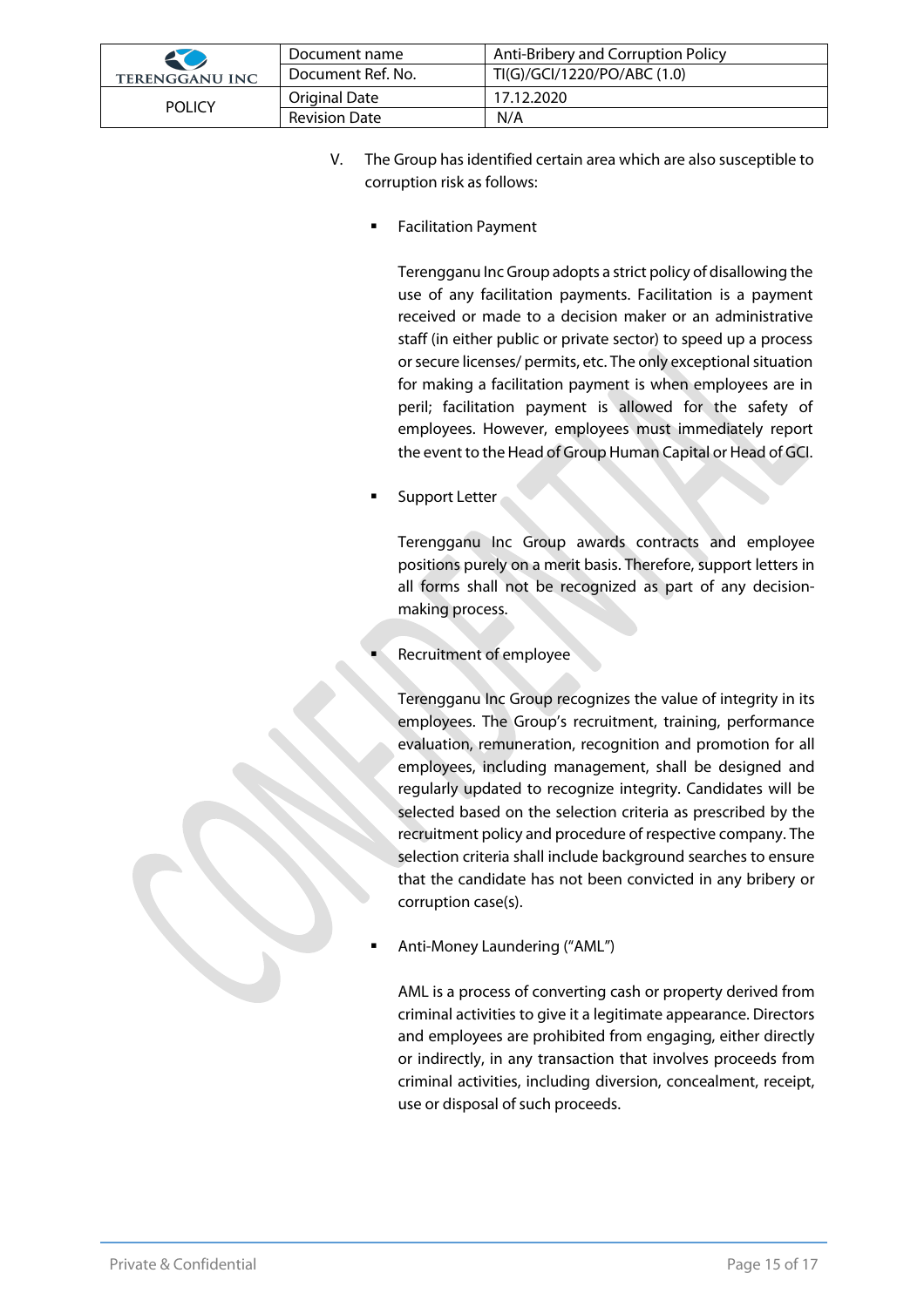V. The Group has identified certain area which are also susceptible to corruption risk as follows:

- Facilitation Payment

  Terengganu Inc Group adopts a strict policy of disallowing the use of any facilitation payments. Facilitation is a payment received or made to a decision maker or an administrative staff (in either public or private sector) to speed up a process or secure licenses/ permits, etc. The only exceptional situation for making a facilitation payment is when employees are in peril; facilitation payment is allowed for the safety of employees. However, employees must immediately report the event to the Head of Group Human Capital or Head of GCI.

- Support Letter

  Terengganu Inc Group awards contracts and employee positions purely on a merit basis. Therefore, support letters in all forms shall not be recognized as part of any decision-making process.

- Recruitment of employee

  Terengganu Inc Group recognizes the value of integrity in its employees. The Group's recruitment, training, performance evaluation, remuneration, recognition and promotion for all employees, including management, shall be designed and regularly updated to recognize integrity. Candidates will be selected based on the selection criteria as prescribed by the recruitment policy and procedure of respective company. The selection criteria shall include background searches to ensure that the candidate has not been convicted in any bribery or corruption case(s).

- Anti-Money Laundering ("AML")

  AML is a process of converting cash or property derived from criminal activities to give it a legitimate appearance. Directors and employees are prohibited from engaging, either directly or indirectly, in any transaction that involves proceeds from criminal activities, including diversion, concealment, receipt, use or disposal of such proceeds.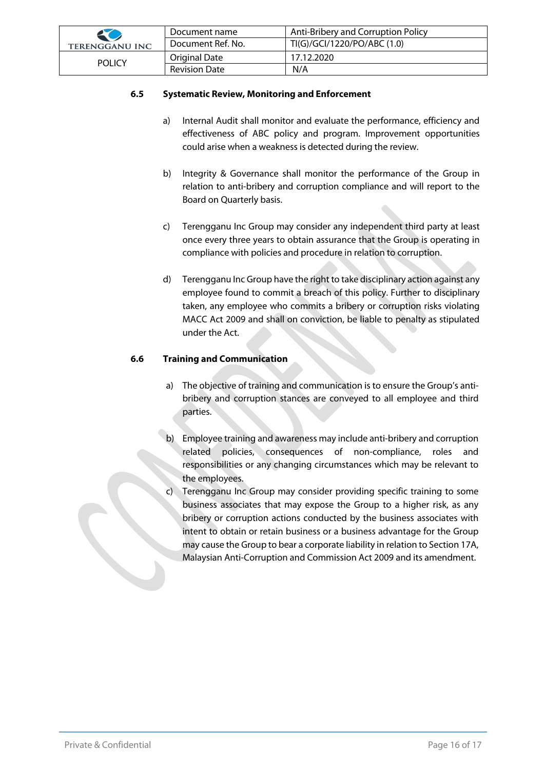### 6.5 Systematic Review, Monitoring and Enforcement

a) Internal Audit shall monitor and evaluate the performance, efficiency and effectiveness of ABC policy and program. Improvement opportunities could arise when a weakness is detected during the review.

b) Integrity & Governance shall monitor the performance of the Group in relation to anti-bribery and corruption compliance and will report to the Board on Quarterly basis.

c) Terengganu Inc Group may consider any independent third party at least once every three years to obtain assurance that the Group is operating in compliance with policies and procedure in relation to corruption.

d) Terengganu Inc Group have the right to take disciplinary action against any employee found to commit a breach of this policy. Further to disciplinary taken, any employee who commits a bribery or corruption risks violating MACC Act 2009 and shall on conviction, be liable to penalty as stipulated under the Act.

### 6.6 Training and Communication

a) The objective of training and communication is to ensure the Group's anti-bribery and corruption stances are conveyed to all employee and third parties.

b) Employee training and awareness may include anti-bribery and corruption related policies, consequences of non-compliance, roles and responsibilities or any changing circumstances which may be relevant to the employees.

c) Terengganu Inc Group may consider providing specific training to some business associates that may expose the Group to a higher risk, as any bribery or corruption actions conducted by the business associates with intent to obtain or retain business or a business advantage for the Group may cause the Group to bear a corporate liability in relation to Section 17A, Malaysian Anti-Corruption and Commission Act 2009 and its amendment.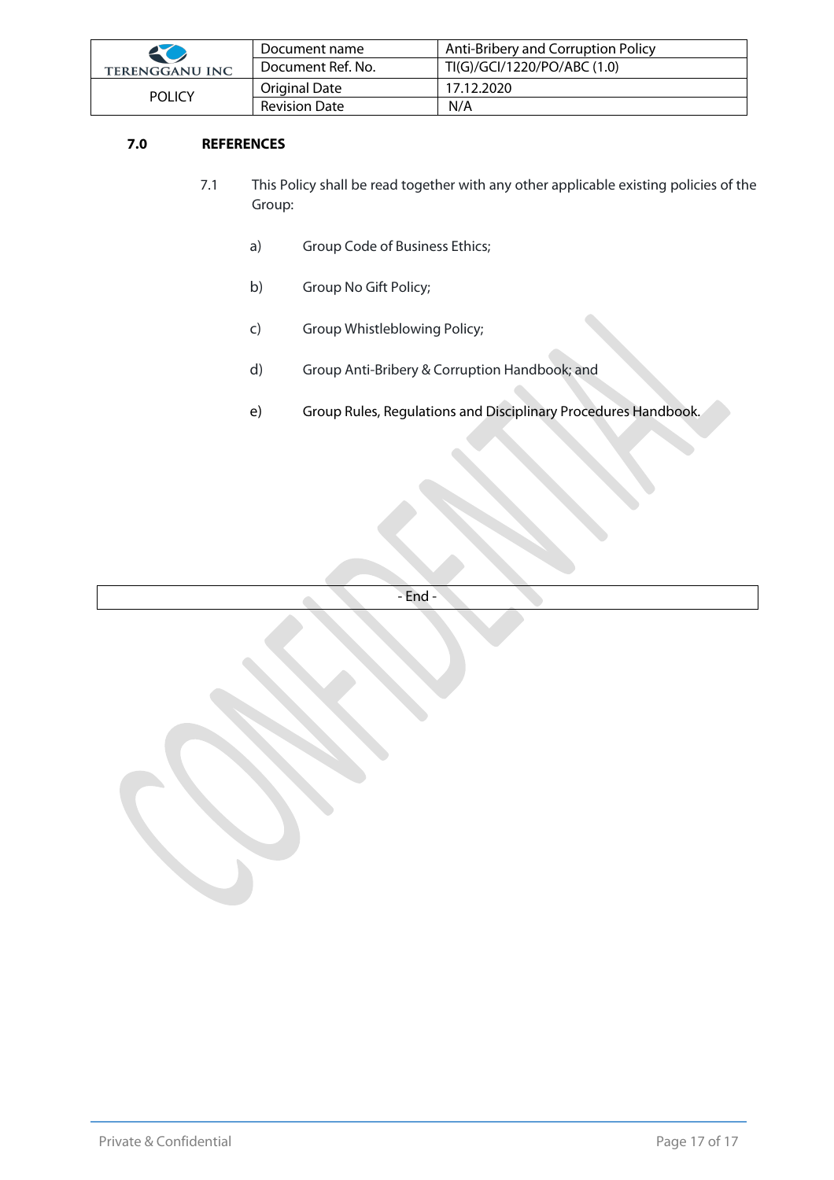## 7.0 REFERENCES

7.1 This Policy shall be read together with any other applicable existing policies of the Group:

a) Group Code of Business Ethics;

b) Group No Gift Policy;

c) Group Whistleblowing Policy;

d) Group Anti-Bribery & Corruption Handbook; and

e) Group Rules, Regulations and Disciplinary Procedures Handbook.

- End -